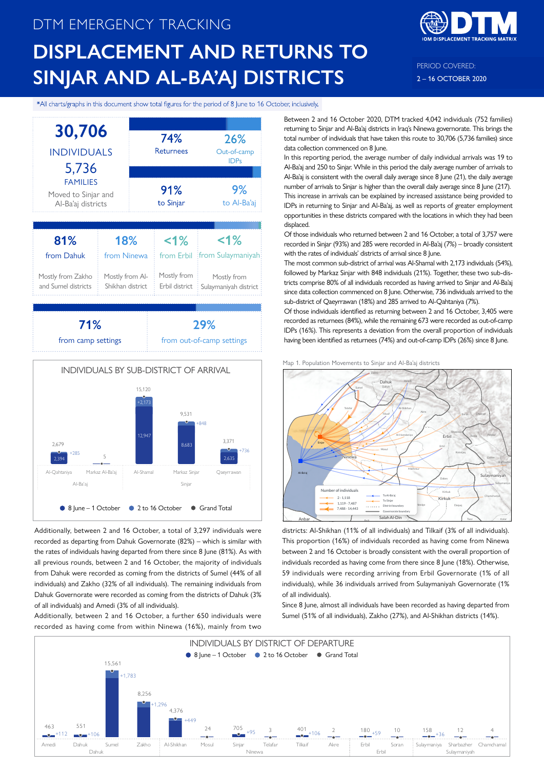DTM EMERGENCY TRACKING

# DISPLACEMENT AND RETURNS TO SINJAR AND AL-BA'AJ DISTRICTS

PERIOD COVERED:
2 – 16 OCTOBER 2020

*All charts/graphs in this document show total figures for the period of 8 June to 16 October, inclusively.

**30,706** INDIVIDUALS
**5,736** FAMILIES
Moved to Sinjar and Al-Ba'aj districts

| 74% Returnees | 26% Out-of-camp IDPs |
|---|---|
| **91%** to Sinjar | **9%** to Al-Ba'aj |

| 81% from Dahuk | 18% from Ninewa | <1% from Erbil | <1% from Sulaymaniyah |
|---|---|---|---|
| Mostly from Zakho and Sumel districts | Mostly from Al-Shikhan district | Mostly from Erbil district | Mostly from Sulaymaniyah district |

| 71% from camp settings | 29% from out-of-camp settings |
|---|---|

## INDIVIDUALS BY SUB-DISTRICT OF ARRIVAL

| District | Sub-district | 8 June – 1 October | 2 to 16 October | Grand Total |
|---|---|---|---|---|
| Al-Ba'aj | Al-Qahtaniya | 2,394 | +285 | 2,679 |
| Al-Ba'aj | Markaz Al-Ba'aj | | | 5 |
| Sinjar | Al-Shamal | 12,947 | +2,173 | 15,120 |
| Sinjar | Markaz Sinjar | 8,683 | +848 | 9,531 |
| Sinjar | Qaeyrrawan | 2,635 | +736 | 3,371 |

Between 2 and 16 October 2020, DTM tracked 4,042 individuals (752 families) returning to Sinjar and Al-Ba'aj districts in Iraq's Ninewa governorate. This brings the total number of individuals that have taken this route to 30,706 (5,736 families) since data collection commenced on 8 June.

In this reporting period, the average number of daily individual arrivals was 19 to Al-Ba'aj and 250 to Sinjar. While in this period the daily average number of arrivals to Al-Ba'aj is consistent with the overall daily average since 8 June (21), the daily average number of arrivals to Sinjar is higher than the overall daily average since 8 June (217). This increase in arrivals can be explained by increased assistance being provided to IDPs in returning to Sinjar and Al-Ba'aj, as well as reports of greater employment opportunities in these districts compared with the locations in which they had been displaced.

Of those individuals who returned between 2 and 16 October, a total of 3,757 were recorded in Sinjar (93%) and 285 were recorded in Al-Ba'aj (7%) – broadly consistent with the rates of individuals' districts of arrival since 8 June.

The most common sub-district of arrival was Al-Shamal with 2,173 individuals (54%), followed by Markaz Sinjar with 848 individuals (21%). Together, these two sub-districts comprise 80% of all individuals recorded as having arrived to Sinjar and Al-Ba'aj since data collection commenced on 8 June. Otherwise, 736 individuals arrived to the sub-district of Qaeyrrawan (18%) and 285 arrived to Al-Qahtaniya (7%).

Of those individuals identified as returning between 2 and 16 October, 3,405 were recorded as returnees (84%), while the remaining 673 were recorded as out-of-camp IDPs (16%). This represents a deviation from the overall proportion of individuals having been identified as returnees (74%) and out-of-camp IDPs (26%) since 8 June.

Map 1. Population Movements to Sinjar and Al-Ba'aj districts

Additionally, between 2 and 16 October, a total of 3,297 individuals were recorded as departing from Dahuk Governorate (82%) – which is similar with the rates of individuals having departed from there since 8 June (81%). As with all previous rounds, between 2 and 16 October, the majority of individuals from Dahuk were recorded as coming from the districts of Sumel (44% of all individuals) and Zakho (32% of all individuals). The remaining individuals from Dahuk Governorate were recorded as coming from the districts of Dahuk (3% of all individuals) and Amedi (3% of all individuals).

Additionally, between 2 and 16 October, a further 650 individuals were recorded as having come from within Ninewa (16%), mainly from two districts: Al-Shikhan (11% of all individuals) and Tilkaif (3% of all individuals). This proportion (16%) of individuals recorded as having come from Ninewa between 2 and 16 October is broadly consistent with the overall proportion of individuals recorded as having come from there since 8 June (18%). Otherwise, 59 individuals were recording arriving from Erbil Governorate (1% of all individuals), while 36 individuals arrived from Sulaymaniyah Governorate (1% of all individuals).

Since 8 June, almost all individuals have been recorded as having departed from Sumel (51% of all individuals), Zakho (27%), and Al-Shikhan districts (14%).

## INDIVIDUALS BY DISTRICT OF DEPARTURE

| Governorate | District | 2 to 16 October | Grand Total |
|---|---|---|---|
| Dahuk | Amedi | +112 | 463 |
| Dahuk | Dahuk | +106 | 551 |
| Dahuk | Sumel | +1,783 | 15,561 |
| Dahuk | Zakho | +1,296 | 8,256 |
| Ninewa | Al-Shikhan | +449 | 4,376 |
| Ninewa | Mosul | | 24 |
| Ninewa | Sinjar | +95 | 705 |
| Ninewa | Telafar | | 3 |
| Ninewa | Tilkaif | +106 | 401 |
| Ninewa | Akre | | 2 |
| Erbil | Erbil | +59 | 180 |
| Erbil | Soran | | 10 |
| Sulaymaniyah | Sulaymaniya | +36 | 158 |
| Sulaymaniyah | Sharbazher | | 12 |
| Sulaymaniyah | Chamchamal | | 4 |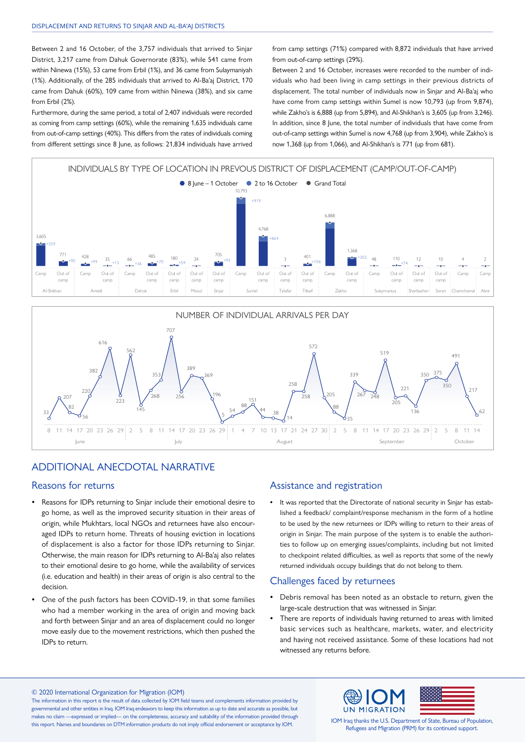Between 2 and 16 October, of the 3,757 individuals that arrived to Sinjar District, 3,217 came from Dahuk Governorate (83%), while 541 came from within Ninewa (15%), 53 came from Erbil (1%), and 36 came from Sulaymaniyah (1%). Additionally, of the 285 individuals that arrived to Al-Ba'aj District, 170 came from Dahuk (60%), 109 came from within Ninewa (38%), and six came from Erbil (2%).

Furthermore, during the same period, a total of 2,407 individuals were recorded as coming from camp settings (60%), while the remaining 1,635 individuals came from out-of-camp settings (40%). This differs from the rates of individuals coming from different settings since 8 June, as follows: 21,834 individuals have arrived from camp settings (71%) compared with 8,872 individuals that have arrived from out-of-camp settings (29%).

Between 2 and 16 October, increases were recorded to the number of individuals who had been living in camp settings in their previous districts of displacement. The total number of individuals now in Sinjar and Al-Ba'aj who have come from camp settings within Sumel is now 10,793 (up from 9,874), while Zakho's is 6,888 (up from 5,894), and Al-Shikhan's is 3,605 (up from 3,246). In addition, since 8 June, the total number of individuals that have come from out-of-camp settings within Sumel is now 4,768 (up from 3,904), while Zakho's is now 1,368 (up from 1,066), and Al-Shikhan's is 771 (up from 681).

INDIVIDUALS BY TYPE OF LOCATION IN PREVOUS DISTRICT OF DISPLACEMENT (CAMP/OUT-OF-CAMP)

8 June – 1 October | 2 to 16 October | Grand Total

Al-Shikhan: Camp 3,605 (+359); Out of camp 771 (+90)
Amedi: Camp 428 (+99); Out of camp 35 (+13)
Dahuk: Camp 66 (+36); Out of camp 485 (+70)
Erbil: Out of camp 180 (+59)
Mosul: Out of camp 24
Sinjar: Out of camp 705 (+95)
Sumel: Camp 10,793 (+919); Out of camp 4,768 (+864)
Telafar: Out of camp 3
Tilkaif: Out of camp 401 (+106)
Zakho: Camp 6,888; Out of camp 1,368 (+302)
Sulaymaniya: Camp 48; Out of camp 110 (+74)
Sharbazher: Out of camp 12
Soran: Out of camp 10
Chamchamal: Camp 4
Akre: Camp 2

NUMBER OF INDIVIDUAL ARRIVALS PER DAY

33, 207, 82, 220, 56, 382, 616, 223, 562, 145, 268, 353, 707, 256, 389, 369, 196, 5, 54, 88, 151, 44, 38, 14, 258, 258, 572, 205, 88, 35, 339, 267, 248, 519, 205, 221, 136, 350, 375, 350, 491, 217, 62

June | July | August | September | October

## ADDITIONAL ANECDOTAL NARRATIVE

### Reasons for returns

- Reasons for IDPs returning to Sinjar include their emotional desire to go home, as well as the improved security situation in their areas of origin, while Mukhtars, local NGOs and returnees have also encouraged IDPs to return home. Threats of housing eviction in locations of displacement is also a factor for those IDPs returning to Sinjar. Otherwise, the main reason for IDPs returning to Al-Ba'aj also relates to their emotional desire to go home, while the availability of services (i.e. education and health) in their areas of origin is also central to the decision.
- One of the push factors has been COVID-19, in that some families who had a member working in the area of origin and moving back and forth between Sinjar and an area of displacement could no longer move easily due to the movement restrictions, which then pushed the IDPs to return.

### Assistance and registration

- It was reported that the Directorate of national security in Sinjar has established a feedback/ complaint/response mechanism in the form of a hotline to be used by the new returnees or IDPs willing to return to their areas of origin in Sinjar. The main purpose of the system is to enable the authorities to follow up on emerging issues/complaints, including but not limited to checkpoint related difficulties, as well as reports that some of the newly returned individuals occupy buildings that do not belong to them.

### Challenges faced by returnees

- Debris removal has been noted as an obstacle to return, given the large-scale destruction that was witnessed in Sinjar.
- There are reports of individuals having returned to areas with limited basic services such as healthcare, markets, water, and electricity and having not received assistance. Some of these locations had not witnessed any returns before.

© 2020 International Organization for Migration (IOM)

The information in this report is the result of data collected by IOM field teams and complements information provided by governmental and other entities in Iraq. IOM Iraq endeavors to keep this information as up to date and accurate as possible, but makes no claim —expressed or implied— on the completeness, accuracy and suitability of the information provided through this report. Names and boundaries on DTM information products do not imply official endorsement or acceptance by IOM.

IOM Iraq thanks the U.S. Department of State, Bureau of Population, Refugees and Migration (PRM) for its continued support.